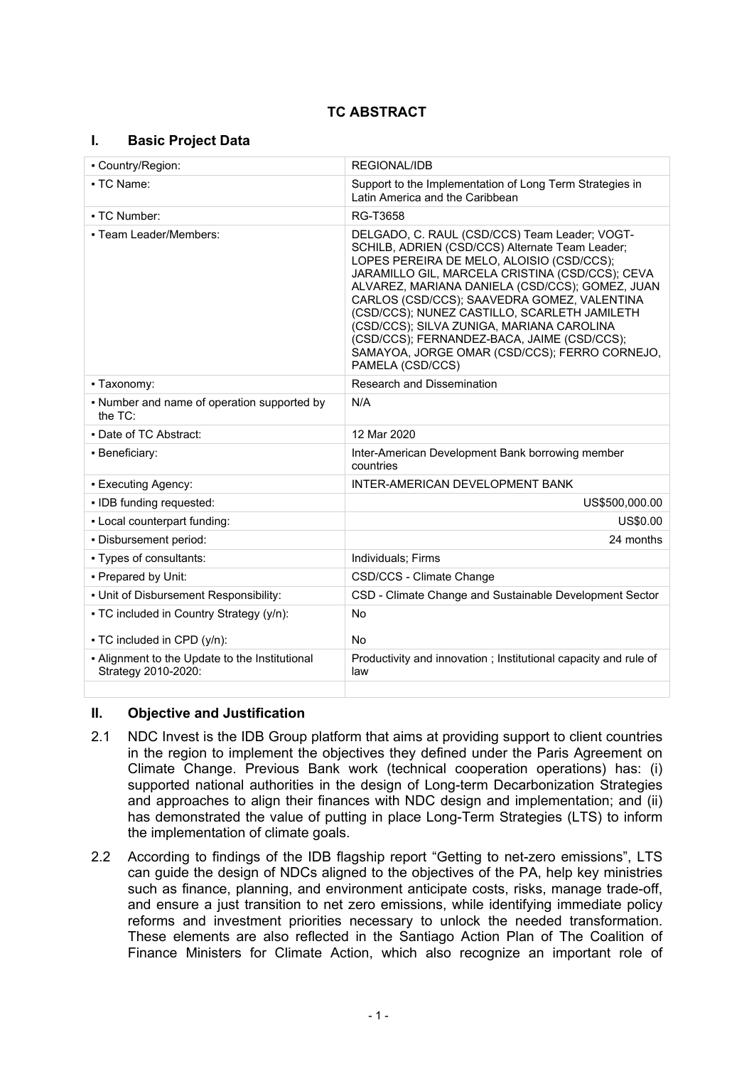# TC ABSTRACT

## I. Basic Project Data

| | |
|---|---|
| ▪ Country/Region: | REGIONAL/IDB |
| ▪ TC Name: | Support to the Implementation of Long Term Strategies in Latin America and the Caribbean |
| ▪ TC Number: | RG-T3658 |
| ▪ Team Leader/Members: | DELGADO, C. RAUL (CSD/CCS) Team Leader; VOGT-SCHILB, ADRIEN (CSD/CCS) Alternate Team Leader; LOPES PEREIRA DE MELO, ALOISIO (CSD/CCS); JARAMILLO GIL, MARCELA CRISTINA (CSD/CCS); CEVA ALVAREZ, MARIANA DANIELA (CSD/CCS); GOMEZ, JUAN CARLOS (CSD/CCS); SAAVEDRA GOMEZ, VALENTINA (CSD/CCS); NUNEZ CASTILLO, SCARLETH JAMILETH (CSD/CCS); SILVA ZUNIGA, MARIANA CAROLINA (CSD/CCS); FERNANDEZ-BACA, JAIME (CSD/CCS); SAMAYOA, JORGE OMAR (CSD/CCS); FERRO CORNEJO, PAMELA (CSD/CCS) |
| ▪ Taxonomy: | Research and Dissemination |
| ▪ Number and name of operation supported by the TC: | N/A |
| ▪ Date of TC Abstract: | 12 Mar 2020 |
| ▪ Beneficiary: | Inter-American Development Bank borrowing member countries |
| ▪ Executing Agency: | INTER-AMERICAN DEVELOPMENT BANK |
| ▪ IDB funding requested: | US$500,000.00 |
| ▪ Local counterpart funding: | US$0.00 |
| ▪ Disbursement period: | 24 months |
| ▪ Types of consultants: | Individuals; Firms |
| ▪ Prepared by Unit: | CSD/CCS - Climate Change |
| ▪ Unit of Disbursement Responsibility: | CSD - Climate Change and Sustainable Development Sector |
| ▪ TC included in Country Strategy (y/n): | No |
| ▪ TC included in CPD (y/n): | No |
| ▪ Alignment to the Update to the Institutional Strategy 2010-2020: | Productivity and innovation ; Institutional capacity and rule of law |

## II. Objective and Justification

2.1 NDC Invest is the IDB Group platform that aims at providing support to client countries in the region to implement the objectives they defined under the Paris Agreement on Climate Change. Previous Bank work (technical cooperation operations) has: (i) supported national authorities in the design of Long-term Decarbonization Strategies and approaches to align their finances with NDC design and implementation; and (ii) has demonstrated the value of putting in place Long-Term Strategies (LTS) to inform the implementation of climate goals.

2.2 According to findings of the IDB flagship report "Getting to net-zero emissions", LTS can guide the design of NDCs aligned to the objectives of the PA, help key ministries such as finance, planning, and environment anticipate costs, risks, manage trade-off, and ensure a just transition to net zero emissions, while identifying immediate policy reforms and investment priorities necessary to unlock the needed transformation. These elements are also reflected in the Santiago Action Plan of The Coalition of Finance Ministers for Climate Action, which also recognize an important role of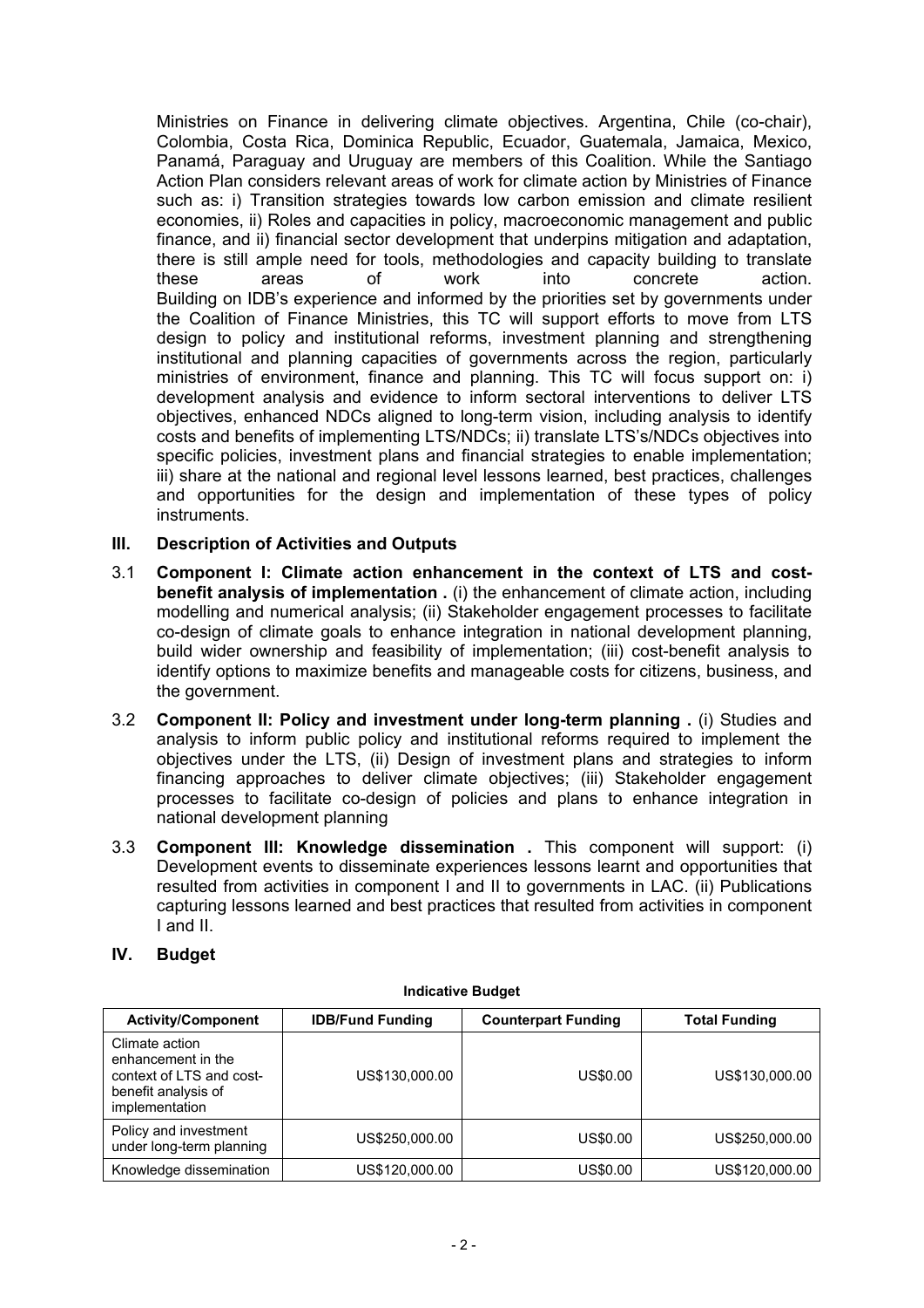Ministries on Finance in delivering climate objectives. Argentina, Chile (co-chair), Colombia, Costa Rica, Dominica Republic, Ecuador, Guatemala, Jamaica, Mexico, Panamá, Paraguay and Uruguay are members of this Coalition. While the Santiago Action Plan considers relevant areas of work for climate action by Ministries of Finance such as: i) Transition strategies towards low carbon emission and climate resilient economies, ii) Roles and capacities in policy, macroeconomic management and public finance, and ii) financial sector development that underpins mitigation and adaptation, there is still ample need for tools, methodologies and capacity building to translate these areas of work into concrete action. Building on IDB's experience and informed by the priorities set by governments under the Coalition of Finance Ministries, this TC will support efforts to move from LTS design to policy and institutional reforms, investment planning and strengthening institutional and planning capacities of governments across the region, particularly ministries of environment, finance and planning. This TC will focus support on: i) development analysis and evidence to inform sectoral interventions to deliver LTS objectives, enhanced NDCs aligned to long-term vision, including analysis to identify costs and benefits of implementing LTS/NDCs; ii) translate LTS's/NDCs objectives into specific policies, investment plans and financial strategies to enable implementation; iii) share at the national and regional level lessons learned, best practices, challenges and opportunities for the design and implementation of these types of policy instruments.

## III. Description of Activities and Outputs

3.1 **Component I: Climate action enhancement in the context of LTS and cost-benefit analysis of implementation .** (i) the enhancement of climate action, including modelling and numerical analysis; (ii) Stakeholder engagement processes to facilitate co-design of climate goals to enhance integration in national development planning, build wider ownership and feasibility of implementation; (iii) cost-benefit analysis to identify options to maximize benefits and manageable costs for citizens, business, and the government.

3.2 **Component II: Policy and investment under long-term planning .** (i) Studies and analysis to inform public policy and institutional reforms required to implement the objectives under the LTS, (ii) Design of investment plans and strategies to inform financing approaches to deliver climate objectives; (iii) Stakeholder engagement processes to facilitate co-design of policies and plans to enhance integration in national development planning

3.3 **Component III: Knowledge dissemination .** This component will support: (i) Development events to disseminate experiences lessons learnt and opportunities that resulted from activities in component I and II to governments in LAC. (ii) Publications capturing lessons learned and best practices that resulted from activities in component I and II.

## IV. Budget

**Indicative Budget**

| Activity/Component | IDB/Fund Funding | Counterpart Funding | Total Funding |
|---|---|---|---|
| Climate action enhancement in the context of LTS and cost-benefit analysis of implementation | US$130,000.00 | US$0.00 | US$130,000.00 |
| Policy and investment under long-term planning | US$250,000.00 | US$0.00 | US$250,000.00 |
| Knowledge dissemination | US$120,000.00 | US$0.00 | US$120,000.00 |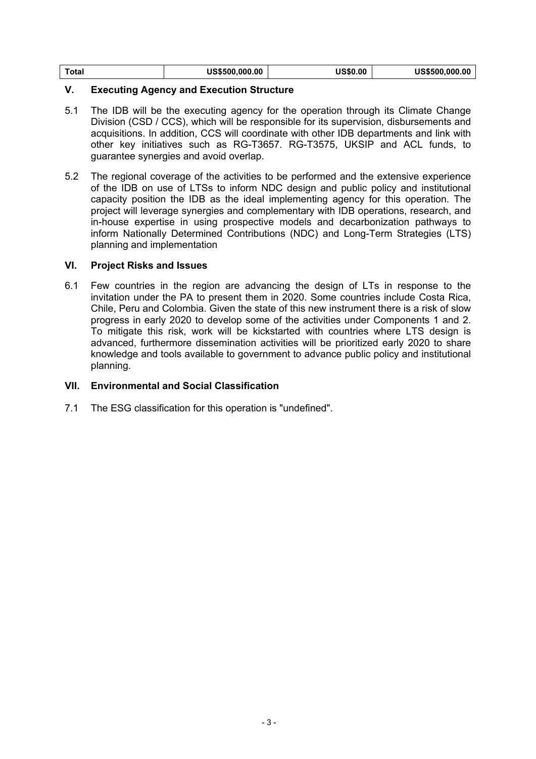| | | | |
|---|---|---|---|
| **Total** | **US$500,000.00** | **US$0.00** | **US$500,000.00** |

## V. Executing Agency and Execution Structure

5.1 The IDB will be the executing agency for the operation through its Climate Change Division (CSD / CCS), which will be responsible for its supervision, disbursements and acquisitions. In addition, CCS will coordinate with other IDB departments and link with other key initiatives such as RG-T3657. RG-T3575, UKSIP and ACL funds, to guarantee synergies and avoid overlap.

5.2 The regional coverage of the activities to be performed and the extensive experience of the IDB on use of LTSs to inform NDC design and public policy and institutional capacity position the IDB as the ideal implementing agency for this operation. The project will leverage synergies and complementary with IDB operations, research, and in-house expertise in using prospective models and decarbonization pathways to inform Nationally Determined Contributions (NDC) and Long-Term Strategies (LTS) planning and implementation

## VI. Project Risks and Issues

6.1 Few countries in the region are advancing the design of LTs in response to the invitation under the PA to present them in 2020. Some countries include Costa Rica, Chile, Peru and Colombia. Given the state of this new instrument there is a risk of slow progress in early 2020 to develop some of the activities under Components 1 and 2. To mitigate this risk, work will be kickstarted with countries where LTS design is advanced, furthermore dissemination activities will be prioritized early 2020 to share knowledge and tools available to government to advance public policy and institutional planning.

## VII. Environmental and Social Classification

7.1 The ESG classification for this operation is "undefined".